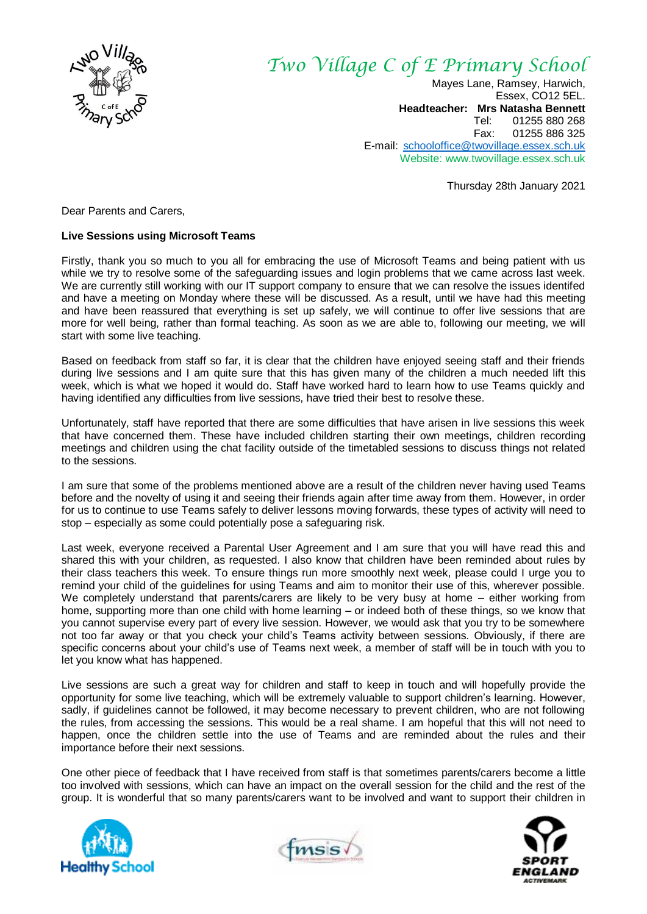# Two Village C of E Primary School

Mayes Lane, Ramsey, Harwich,
Essex, CO12 5EL.
**Headteacher: Mrs Natasha Bennett**
Tel: 01255 880 268
Fax: 01255 886 325
E-mail: schooloffice@twovillage.essex.sch.uk
Website: www.twovillage.essex.sch.uk

Thursday 28th January 2021

Dear Parents and Carers,

**Live Sessions using Microsoft Teams**

Firstly, thank you so much to you all for embracing the use of Microsoft Teams and being patient with us while we try to resolve some of the safeguarding issues and login problems that we came across last week. We are currently still working with our IT support company to ensure that we can resolve the issues identifed and have a meeting on Monday where these will be discussed. As a result, until we have had this meeting and have been reassured that everything is set up safely, we will continue to offer live sessions that are more for well being, rather than formal teaching. As soon as we are able to, following our meeting, we will start with some live teaching.

Based on feedback from staff so far, it is clear that the children have enjoyed seeing staff and their friends during live sessions and I am quite sure that this has given many of the children a much needed lift this week, which is what we hoped it would do. Staff have worked hard to learn how to use Teams quickly and having identified any difficulties from live sessions, have tried their best to resolve these.

Unfortunately, staff have reported that there are some difficulties that have arisen in live sessions this week that have concerned them. These have included children starting their own meetings, children recording meetings and children using the chat facility outside of the timetabled sessions to discuss things not related to the sessions.

I am sure that some of the problems mentioned above are a result of the children never having used Teams before and the novelty of using it and seeing their friends again after time away from them. However, in order for us to continue to use Teams safely to deliver lessons moving forwards, these types of activity will need to stop – especially as some could potentially pose a safeguarding risk.

Last week, everyone received a Parental User Agreement and I am sure that you will have read this and shared this with your children, as requested. I also know that children have been reminded about rules by their class teachers this week. To ensure things run more smoothly next week, please could I urge you to remind your child of the guidelines for using Teams and aim to monitor their use of this, wherever possible. We completely understand that parents/carers are likely to be very busy at home – either working from home, supporting more than one child with home learning – or indeed both of these things, so we know that you cannot supervise every part of every live session. However, we would ask that you try to be somewhere not too far away or that you check your child's Teams activity between sessions. Obviously, if there are specific concerns about your child's use of Teams next week, a member of staff will be in touch with you to let you know what has happened.

Live sessions are such a great way for children and staff to keep in touch and will hopefully provide the opportunity for some live teaching, which will be extremely valuable to support children's learning. However, sadly, if guidelines cannot be followed, it may become necessary to prevent children, who are not following the rules, from accessing the sessions. This would be a real shame. I am hopeful that this will not need to happen, once the children settle into the use of Teams and are reminded about the rules and their importance before their next sessions.

One other piece of feedback that I have received from staff is that sometimes parents/carers become a little too involved with sessions, which can have an impact on the overall session for the child and the rest of the group. It is wonderful that so many parents/carers want to be involved and want to support their children in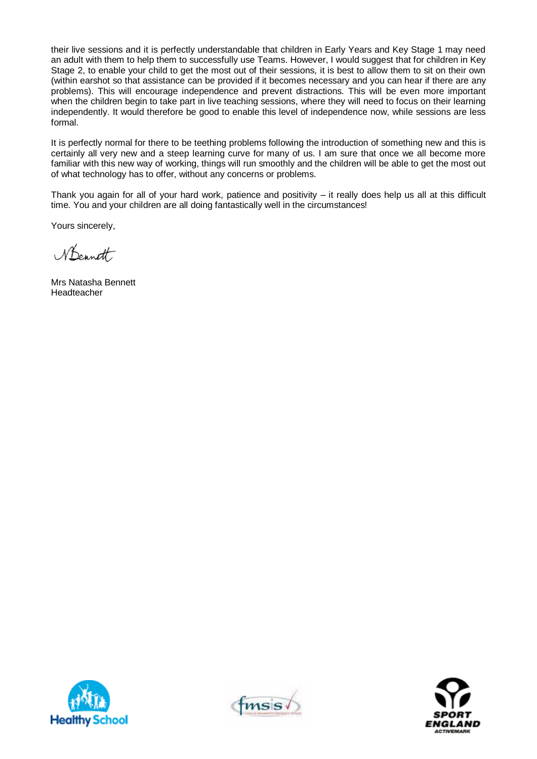their live sessions and it is perfectly understandable that children in Early Years and Key Stage 1 may need an adult with them to help them to successfully use Teams. However, I would suggest that for children in Key Stage 2, to enable your child to get the most out of their sessions, it is best to allow them to sit on their own (within earshot so that assistance can be provided if it becomes necessary and you can hear if there are any problems). This will encourage independence and prevent distractions. This will be even more important when the children begin to take part in live teaching sessions, where they will need to focus on their learning independently. It would therefore be good to enable this level of independence now, while sessions are less formal.

It is perfectly normal for there to be teething problems following the introduction of something new and this is certainly all very new and a steep learning curve for many of us. I am sure that once we all become more familiar with this new way of working, things will run smoothly and the children will be able to get the most out of what technology has to offer, without any concerns or problems.

Thank you again for all of your hard work, patience and positivity – it really does help us all at this difficult time. You and your children are all doing fantastically well in the circumstances!

Yours sincerely,

N Bennett

Mrs Natasha Bennett
Headteacher

Healthy School

fmsis

SPORT ENGLAND ACTIVEMARK